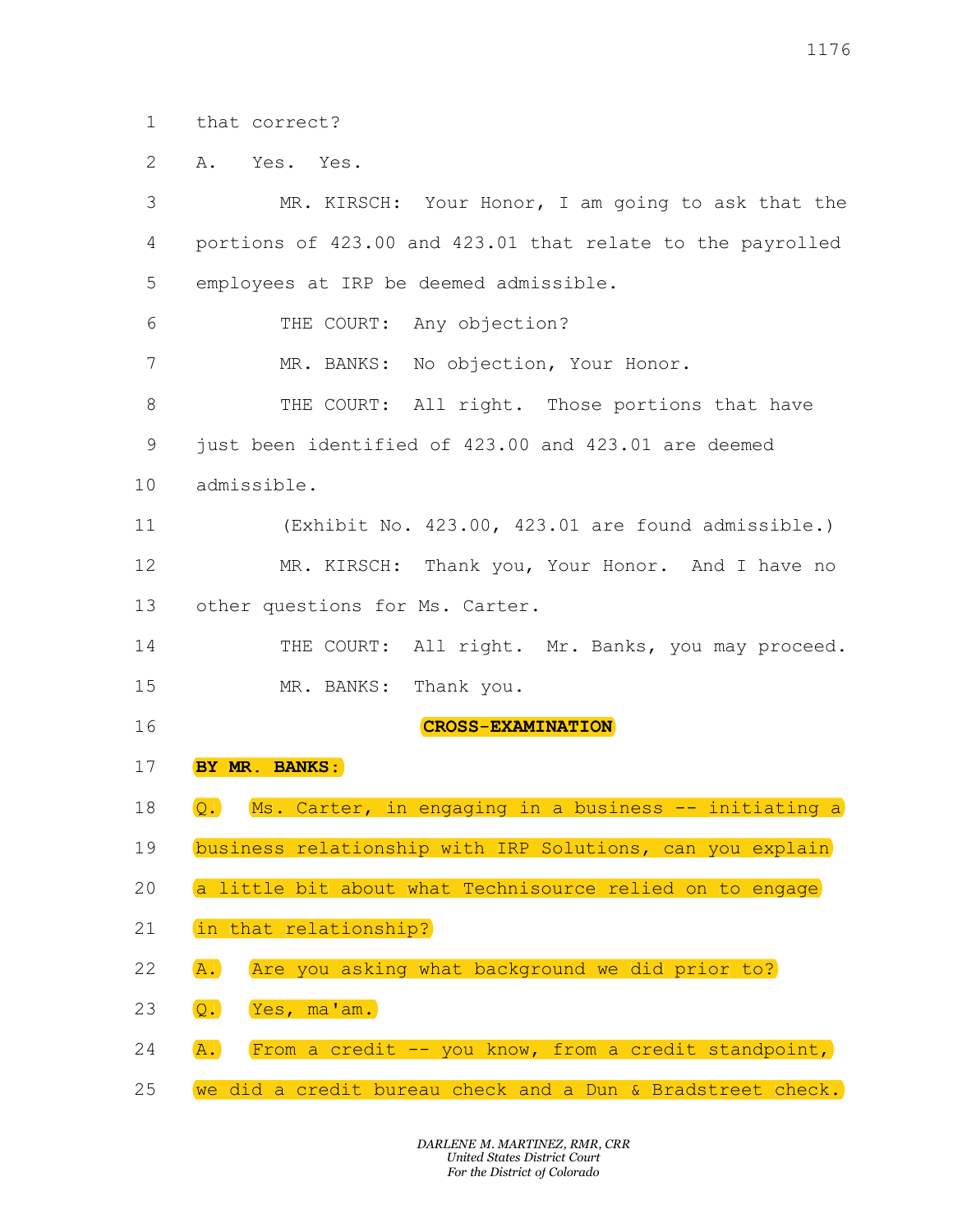1 that correct?

2 A. Yes. Yes.

3 MR. KIRSCH: Your Honor, I am going to ask that the

4 portions of 423.00 and 423.01 that relate to the payrolled

5 employees at IRP be deemed admissible.

6 THE COURT: Any objection?

7 MR. BANKS: No objection, Your Honor.

8 THE COURT: All right. Those portions that have

9 just been identified of 423.00 and 423.01 are deemed

10 admissible.

11 (Exhibit No. 423.00, 423.01 are found admissible.)

12 MR. KIRSCH: Thank you, Your Honor. And I have no

13 other questions for Ms. Carter.

14 THE COURT: All right. Mr. Banks, you may proceed.

15 MR. BANKS: Thank you.

16 **CROSS-EXAMINATION**

17 **BY MR. BANKS:**

18 Q. Ms. Carter, in engaging in a business -- initiating a

19 business relationship with IRP Solutions, can you explain

20 a little bit about what Technisource relied on to engage

21 in that relationship?

22 A. Are you asking what background we did prior to?

23 Q. Yes, ma'am.

24 A. From a credit -- you know, from a credit standpoint,

25 we did a credit bureau check and a Dun & Bradstreet check.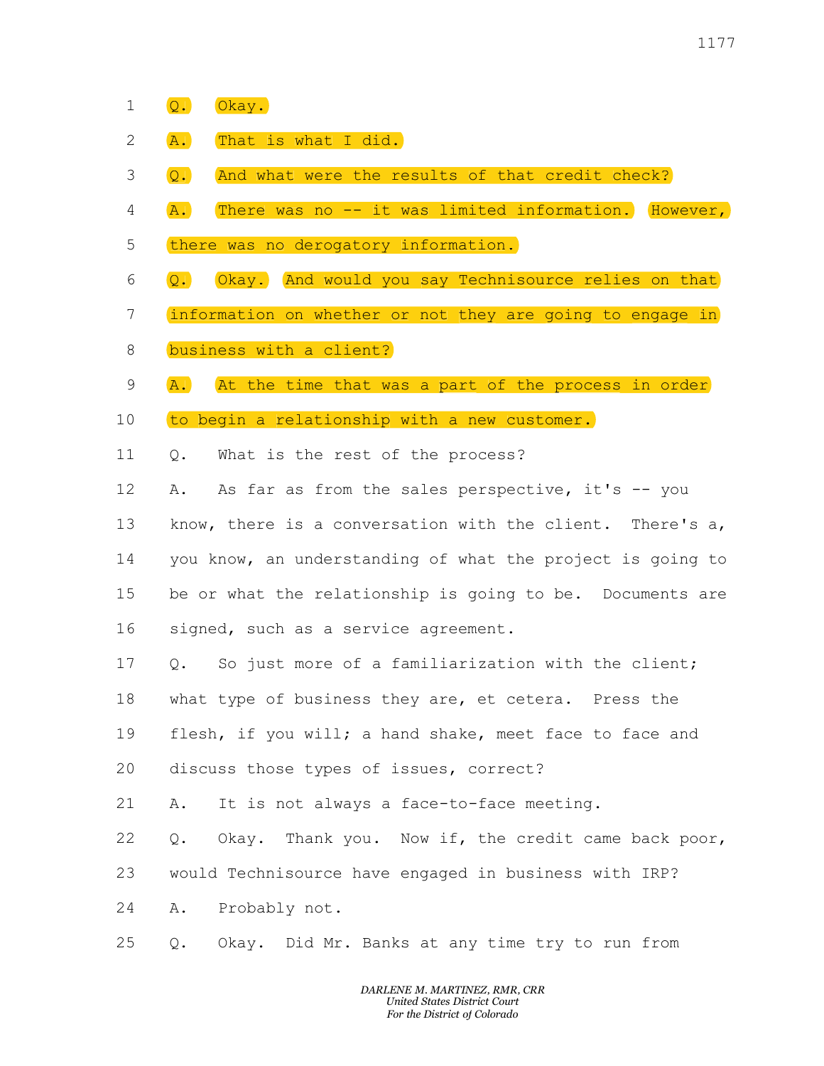1 Q. Okay.

2 A. That is what I did.

3 Q. And what were the results of that credit check?

4 A. There was no -- it was limited information. However,

5 there was no derogatory information.

6 Q. Okay. And would you say Technisource relies on that

7 information on whether or not they are going to engage in

8 business with a client?

9 A. At the time that was a part of the process in order

10 to begin a relationship with a new customer.

11 Q. What is the rest of the process?

12 A. As far as from the sales perspective, it's -- you

13 know, there is a conversation with the client. There's a,

14 you know, an understanding of what the project is going to

15 be or what the relationship is going to be. Documents are

16 signed, such as a service agreement.

17 Q. So just more of a familiarization with the client;

18 what type of business they are, et cetera. Press the

19 flesh, if you will; a hand shake, meet face to face and

20 discuss those types of issues, correct?

21 A. It is not always a face-to-face meeting.

22 Q. Okay. Thank you. Now if, the credit came back poor,

23 would Technisource have engaged in business with IRP?

24 A. Probably not.

25 Q. Okay. Did Mr. Banks at any time try to run from

*DARLENE M. MARTINEZ, RMR, CRR*
*United States District Court*
*For the District of Colorado*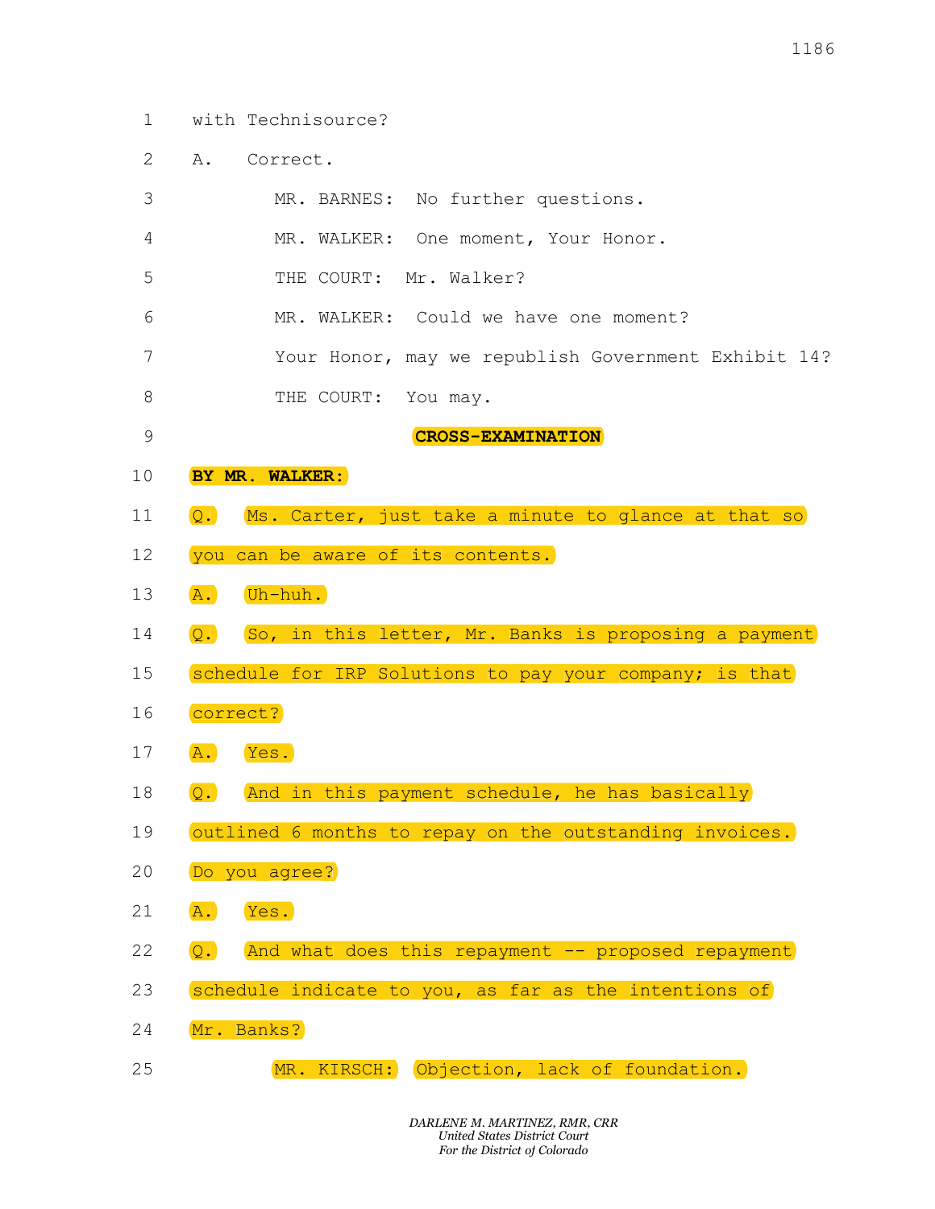with Technisource?

A. Correct.

MR. BARNES: No further questions.

MR. WALKER: One moment, Your Honor.

THE COURT: Mr. Walker?

MR. WALKER: Could we have one moment?

Your Honor, may we republish Government Exhibit 14?

THE COURT: You may.

**CROSS-EXAMINATION**

**BY MR. WALKER:**

Q. Ms. Carter, just take a minute to glance at that so you can be aware of its contents.

A. Uh-huh.

Q. So, in this letter, Mr. Banks is proposing a payment schedule for IRP Solutions to pay your company; is that correct?

A. Yes.

Q. And in this payment schedule, he has basically outlined 6 months to repay on the outstanding invoices. Do you agree?

A. Yes.

Q. And what does this repayment -- proposed repayment schedule indicate to you, as far as the intentions of Mr. Banks?

MR. KIRSCH: Objection, lack of foundation.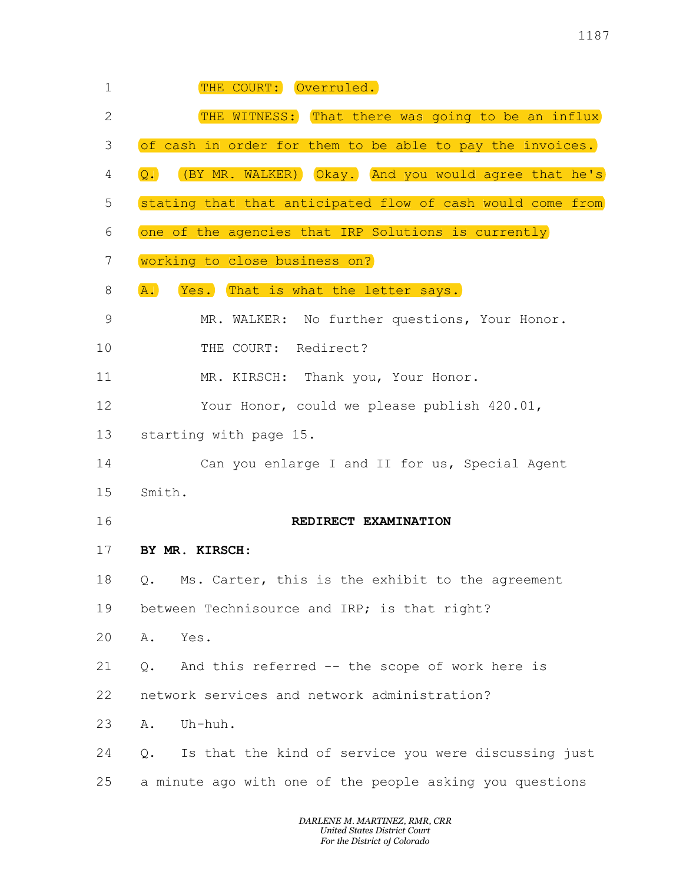1 THE COURT: Overruled.

2 THE WITNESS: That there was going to be an influx

3 of cash in order for them to be able to pay the invoices.

4 Q. (BY MR. WALKER) Okay. And you would agree that he's

5 stating that that anticipated flow of cash would come from

6 one of the agencies that IRP Solutions is currently

7 working to close business on?

8 A. Yes. That is what the letter says.

9 MR. WALKER: No further questions, Your Honor.

10 THE COURT: Redirect?

11 MR. KIRSCH: Thank you, Your Honor.

12 Your Honor, could we please publish 420.01,

13 starting with page 15.

14 Can you enlarge I and II for us, Special Agent

15 Smith.

16 **REDIRECT EXAMINATION**

17 **BY MR. KIRSCH:**

18 Q. Ms. Carter, this is the exhibit to the agreement

19 between Technisource and IRP; is that right?

20 A. Yes.

21 Q. And this referred -- the scope of work here is

22 network services and network administration?

23 A. Uh-huh.

24 Q. Is that the kind of service you were discussing just

25 a minute ago with one of the people asking you questions

*DARLENE M. MARTINEZ, RMR, CRR*
*United States District Court*
*For the District of Colorado*